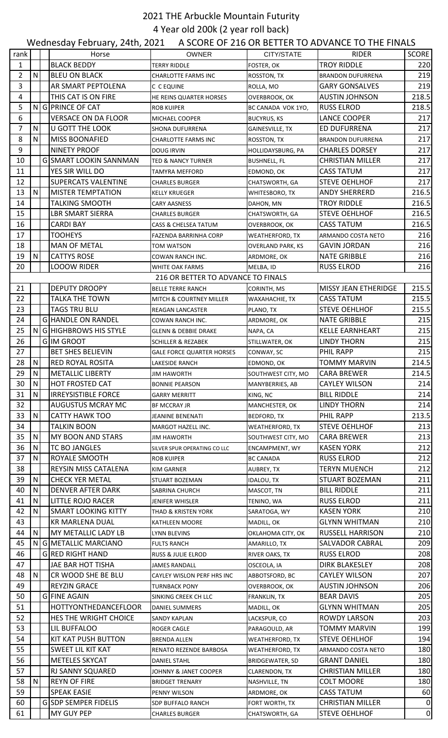# 2021 THE Arbuckle Mountain Futurity

## 4 Year old 200k (2 year roll back)

### Wednesday February, 24th, 2021 A SCORE OF 216 OR BETTER TO ADVANCE TO THE FINALS

| rank | | | Horse | OWNER | CITY/STATE | RIDER | SCORE |
|---|---|---|---|---|---|---|---|
| 1 | | | BLACK BEDDY | TERRY RIDDLE | FOSTER, OK | TROY RIDDLE | 220 |
| 2 | N | | BLEU ON BLACK | CHARLOTTE FARMS INC | ROSSTON, TX | BRANDON DUFURRENA | 219 |
| 3 | | | AR SMART PEPTOLENA | C C EQUINE | ROLLA, MO | GARY GONSALVES | 219 |
| 4 | | | THIS CAT IS ON FIRE | HE REINS QUARTER HORSES | OVERBROOK, OK | AUSTIN JOHNSON | 218.5 |
| 5 | N | G | PRINCE OF CAT | ROB KUIPER | BC CANADA VOK 1YO, | RUSS ELROD | 218.5 |
| 6 | | | VERSACE ON DA FLOOR | MICHAEL COOPER | BUCYRUS, KS | LANCE COOPER | 217 |
| 7 | N | | U GOTT THE LOOK | SHONA DUFURRENA | GAINESVILLE, TX | ED DUFURRENA | 217 |
| 8 | N | | MISS BOONAFIED | CHARLOTTE FARMS INC | ROSSTON, TX | BRANDON DUFURRENA | 217 |
| 9 | | | NINETY PROOF | DOUG IRVIN | HOLLIDAYSBURG, PA | CHARLES DORSEY | 217 |
| 10 | | G | SMART LOOKIN SANNMAN | TED & NANCY TURNER | BUSHNELL, FL | CHRISTIAN MILLER | 217 |
| 11 | | | YES SIR WILL DO | TAMYRA MEFFORD | EDMOND, OK | CASS TATUM | 217 |
| 12 | | | SUPERCATS VALENTINE | CHARLES BURGER | CHATSWORTH, GA | STEVE OEHLHOF | 217 |
| 13 | N | | MISTER TEMPTATION | KELLY KRUEGER | WHITESBORO, TX | ANDY SHERRERD | 216.5 |
| 14 | | | TALKING SMOOTH | CARY AASNESS | DAHON, MN | TROY RIDDLE | 216.5 |
| 15 | | | LBR SMART SIERRA | CHARLES BURGER | CHATSWORTH, GA | STEVE OEHLHOF | 216.5 |
| 16 | | | CARDI BAY | CASS & CHELSEA TATUM | OVERBROOK, OK | CASS TATUM | 216.5 |
| 17 | | | TOOHEYS | FAZENDA BARRINHA CORP | WEATHERFORD, TX | ARMANDO COSTA NETO | 216 |
| 18 | | | MAN OF METAL | TOM WATSON | OVERLAND PARK, KS | GAVIN JORDAN | 216 |
| 19 | N | | CATTYS ROSE | COWAN RANCH INC. | ARDMORE, OK | NATE GRIBBLE | 216 |
| 20 | | | LOOOW RIDER | WHITE OAK FARMS | MELBA, ID | RUSS ELROD | 216 |
| | | | 216 OR BETTER TO ADVANCE TO FINALS | | | | |
| 21 | | | DEPUTY DROOPY | BELLE TERRE RANCH | CORINTH, MS | MISSY JEAN ETHERIDGE | 215.5 |
| 22 | | | TALKA THE TOWN | MITCH & COURTNEY MILLER | WAXAHACHIE, TX | CASS TATUM | 215.5 |
| 23 | | | TAGS TRU BLU | REAGAN LANCASTER | PLANO, TX | STEVE OEHLHOF | 215.5 |
| 24 | | G | HANDLE ON RANDEL | COWAN RANCH INC. | ARDMORE, OK | NATE GRIBBLE | 215 |
| 25 | N | G | HIGHBROWS HIS STYLE | GLENN & DEBBIE DRAKE | NAPA, CA | KELLE EARNHEART | 215 |
| 26 | | G | IM GROOT | SCHILLER & REZABEK | STILLWATER, OK | LINDY THORN | 215 |
| 27 | | | BET SHES BELIEVIN | GALE FORCE QUARTER HORSES | CONWAY, SC | PHIL RAPP | 215 |
| 28 | N | | RED ROYAL ROSITA | LAKESIDE RANCH | EDMOND, OK | TOMMY MARVIN | 214.5 |
| 29 | N | | METALLIC LIBERTY | JIM HAWORTH | SOUTHWEST CITY, MO | CARA BREWER | 214.5 |
| 30 | N | | HOT FROSTED CAT | BONNIE PEARSON | MANYBERRIES, AB | CAYLEY WILSON | 214 |
| 31 | N | | IRREYSISTIBLE FORCE | GARRY MERRITT | KING, NC | BILL RIDDLE | 214 |
| 32 | | | AUGUSTUS MCRAY MC | BF MCCRAY JR | MANCHESTER, OK | LINDY THORN | 214 |
| 33 | N | | CATTY HAWK TOO | JEANINE BENENATI | BEDFORD, TX | PHIL RAPP | 213.5 |
| 34 | | | TALKIN BOON | MARGOT HAZELL INC. | WEATHERFORD, TX | STEVE OEHLHOF | 213 |
| 35 | N | | MY BOON AND STARS | JIM HAWORTH | SOUTHWEST CITY, MO | CARA BREWER | 213 |
| 36 | N | | TC BO JANGLES | SILVER SPUR OPERATING CO LLC | ENCAMPMENT, WY | KASEN YORK | 212 |
| 37 | N | | ROYALE SMOOTH | ROB KUIPER | BC CANADA | RUSS ELROD | 212 |
| 38 | | | REYSIN MISS CATALENA | KIM GARNER | AUBREY, TX | TERYN MUENCH | 212 |
| 39 | N | | CHECK YER METAL | STUART BOZEMAN | IDALOU, TX | STUART BOZEMAN | 211 |
| 40 | N | | DENVER AFTER DARK | SABRINA CHURCH | MASCOT, TN | BILL RIDDLE | 211 |
| 41 | N | | LITTLE ROJO RACER | JENIFER WHISLER | TENINO, WA | RUSS ELROD | 211 |
| 42 | N | | SMART LOOKING KITTY | THAD & KRISTEN YORK | SARATOGA, WY | KASEN YORK | 210 |
| 43 | | | KR MARLENA DUAL | KATHLEEN MOORE | MADILL, OK | GLYNN WHITMAN | 210 |
| 44 | N | | MY METALLIC LADY LB | LYNN BLEVINS | OKLAHOMA CITY, OK | RUSSELL HARRISON | 210 |
| 45 | N | G | METALLIC MARCIANO | FULTS RANCH | AMARILLO, TX | SALVADOR CABRAL | 209 |
| 46 | | G | RED RIGHT HAND | RUSS & JULIE ELROD | RIVER OAKS, TX | RUSS ELROD | 208 |
| 47 | | | JAE BAR HOT TISHA | JAMES RANDALL | OSCEOLA, IA | DIRK BLAKESLEY | 208 |
| 48 | N | | CR WOOD SHE BE BLU | CAYLEY WISLON PERF HRS INC | ABBOTSFORD, BC | CAYLEY WILSON | 207 |
| 49 | | | REYZIN GRACE | TURNBACK PONY | OVERBROOK, OK | AUSTIN JOHNSON | 206 |
| 50 | | G | FINE AGAIN | SINKING CREEK CH LLC | FRANKLIN, TX | BEAR DAVIS | 205 |
| 51 | | | HOTTYONTHEDANCEFLOOR | DANIEL SUMMERS | MADILL, OK | GLYNN WHITMAN | 205 |
| 52 | | | HES THE WRIGHT CHOICE | SANDY KAPLAN | LACKSPUR, CO | ROWDY LARSON | 203 |
| 53 | | | LIL BUFFALOO | ROGER CAGLE | PARAGOULD, AR | TOMMY MARVIN | 199 |
| 54 | | | KIT KAT PUSH BUTTON | BRENDA ALLEN | WEATHERFORD, TX | STEVE OEHLHOF | 194 |
| 55 | | | SWEET LIL KIT KAT | RENATO REZENDE BARBOSA | WEATHERFORD, TX | ARMANDO COSTA NETO | 180 |
| 56 | | | METELES SKYCAT | DANIEL STAHL | BRIDGEWATER, SD | GRANT DANIEL | 180 |
| 57 | | | RJ SANNY SQUARED | JOHNNY & JANET COOPER | CLARENDON, TX | CHRISTIAN MILLER | 180 |
| 58 | N | | REYN OF FIRE | BRIDGET TRENARY | NASHVILLE, TN | COLT MOORE | 180 |
| 59 | | | SPEAK EASIE | PENNY WILSON | ARDMORE, OK | CASS TATUM | 60 |
| 60 | | G | SDP SEMPER FIDELIS | SDP BUFFALO RANCH | FORT WORTH, TX | CHRISTIAN MILLER | 0 |
| 61 | | | MY GUY PEP | CHARLES BURGER | CHATSWORTH, GA | STEVE OEHLHOF | 0 |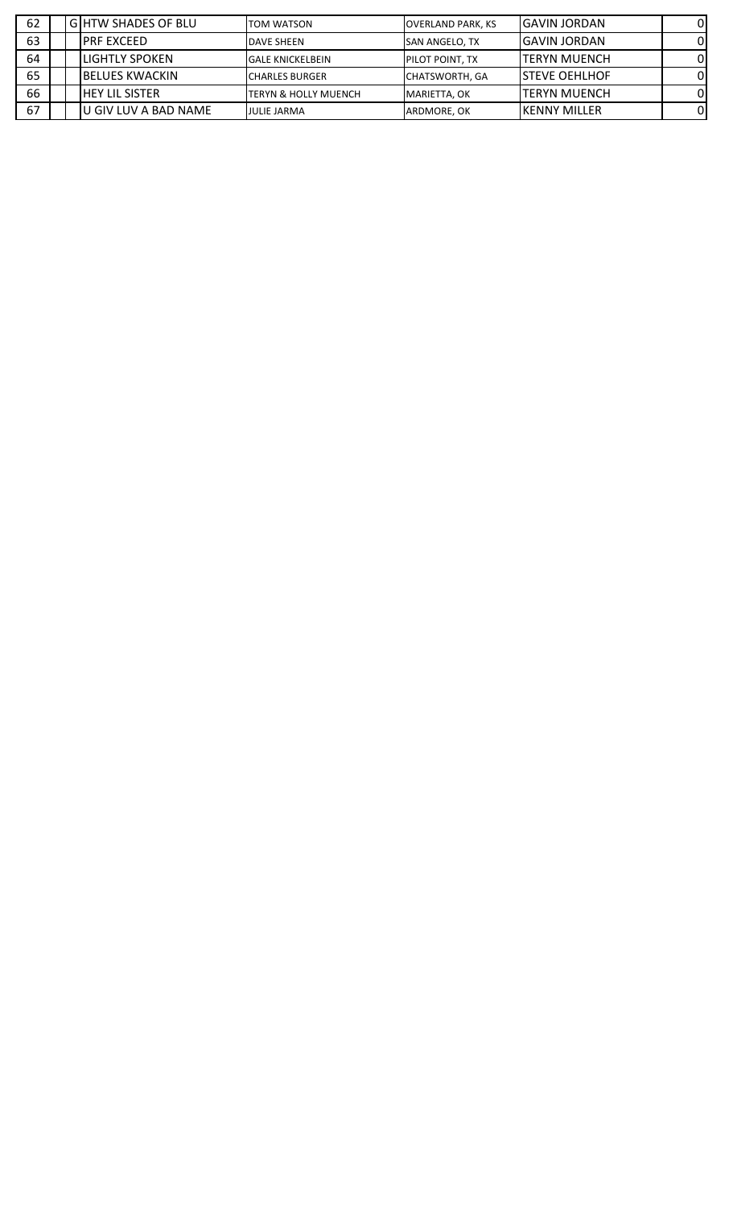| | | | | | | | |
|---|---|---|---|---|---|---|---|
| 62 | | G | HTW SHADES OF BLU | TOM WATSON | OVERLAND PARK, KS | GAVIN JORDAN | 0 |
| 63 | | | PRF EXCEED | DAVE SHEEN | SAN ANGELO, TX | GAVIN JORDAN | 0 |
| 64 | | | LIGHTLY SPOKEN | GALE KNICKELBEIN | PILOT POINT, TX | TERYN MUENCH | 0 |
| 65 | | | BELUES KWACKIN | CHARLES BURGER | CHATSWORTH, GA | STEVE OEHLHOF | 0 |
| 66 | | | HEY LIL SISTER | TERYN & HOLLY MUENCH | MARIETTA, OK | TERYN MUENCH | 0 |
| 67 | | | U GIV LUV A BAD NAME | JULIE JARMA | ARDMORE, OK | KENNY MILLER | 0 |